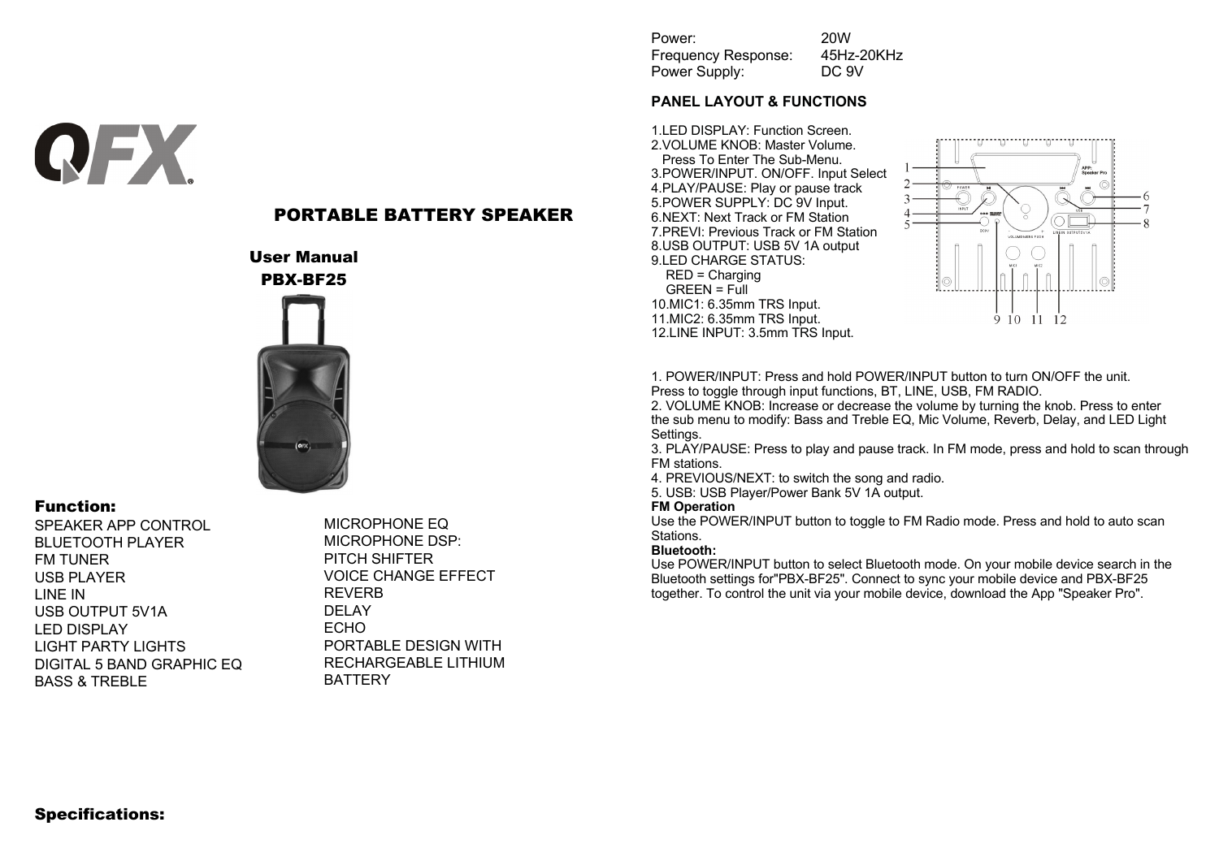QFX

# PORTABLE BATTERY SPEAKER

## User Manual

## PBX-BF25

## Function:

SPEAKER APP CONTROL
BLUETOOTH PLAYER
FM TUNER
USB PLAYER
LINE IN
USB OUTPUT 5V1A
LED DISPLAY
LIGHT PARTY LIGHTS
DIGITAL 5 BAND GRAPHIC EQ
BASS & TREBLE

MICROPHONE EQ
MICROPHONE DSP:
PITCH SHIFTER
VOICE CHANGE EFFECT
REVERB
DELAY
ECHO
PORTABLE DESIGN WITH RECHARGEABLE LITHIUM BATTERY

## Specifications:

| | |
|---|---|
| Power: | 20W |
| Frequency Response: | 45Hz-20KHz |
| Power Supply: | DC 9V |

### PANEL LAYOUT & FUNCTIONS

1.LED DISPLAY: Function Screen.
2.VOLUME KNOB: Master Volume.
Press To Enter The Sub-Menu.
3.POWER/INPUT. ON/OFF. Input Select
4.PLAY/PAUSE: Play or pause track
5.POWER SUPPLY: DC 9V Input.
6.NEXT: Next Track or FM Station
7.PREVI: Previous Track or FM Station
8.USB OUTPUT: USB 5V 1A output
9.LED CHARGE STATUS:
RED = Charging
GREEN = Full
10.MIC1: 6.35mm TRS Input.
11.MIC2: 6.35mm TRS Input.
12.LINE INPUT: 3.5mm TRS Input.

1. POWER/INPUT: Press and hold POWER/INPUT button to turn ON/OFF the unit. Press to toggle through input functions, BT, LINE, USB, FM RADIO.
2. VOLUME KNOB: Increase or decrease the volume by turning the knob. Press to enter the sub menu to modify: Bass and Treble EQ, Mic Volume, Reverb, Delay, and LED Light Settings.
3. PLAY/PAUSE: Press to play and pause track. In FM mode, press and hold to scan through FM stations.
4. PREVIOUS/NEXT: to switch the song and radio.
5. USB: USB Player/Power Bank 5V 1A output.

**FM Operation**
Use the POWER/INPUT button to toggle to FM Radio mode. Press and hold to auto scan Stations.

**Bluetooth:**
Use POWER/INPUT button to select Bluetooth mode. On your mobile device search in the Bluetooth settings for"PBX-BF25". Connect to sync your mobile device and PBX-BF25 together. To control the unit via your mobile device, download the App "Speaker Pro".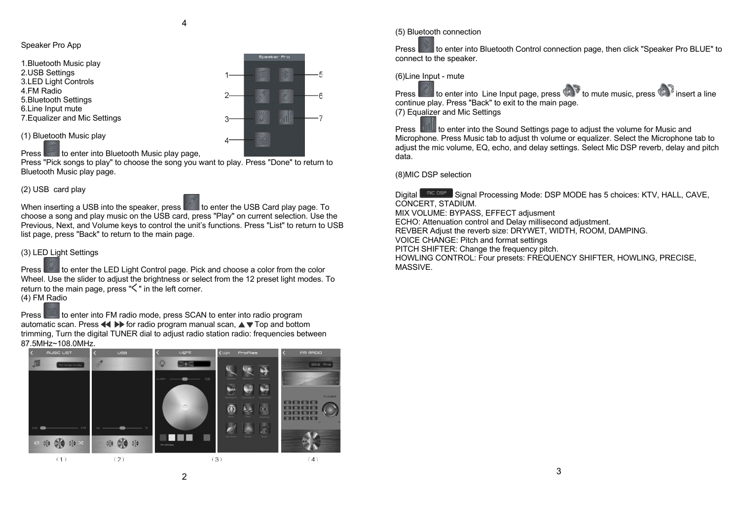Speaker Pro App

1.Bluetooth Music play
2.USB Settings
3.LED Light Controls
4.FM Radio
5.Bluetooth Settings
6.Line Input mute
7.Equalizer and Mic Settings

(1) Bluetooth Music play

Press to enter into Bluetooth Music play page,
Press "Pick songs to play" to choose the song you want to play. Press "Done" to return to Bluetooth Music play page.

(2) USB card play

When inserting a USB into the speaker, press to enter the USB Card play page. To choose a song and play music on the USB card, press "Play" on current selection. Use the Previous, Next, and Volume keys to control the unit's functions. Press "List" to return to USB list page, press "Back" to return to the main page.

(3) LED Light Settings

Press to enter the LED Light Control page. Pick and choose a color from the color Wheel. Use the slider to adjust the brightness or select from the 12 preset light modes. To return to the main page, press "<" in the left corner.

(4) FM Radio

Press to enter into FM radio mode, press SCAN to enter into radio program automatic scan. Press ◀◀ ▶▶ for radio program manual scan, ▲▼ Top and bottom trimming, Turn the digital TUNER dial to adjust radio station radio: frequencies between 87.5MHz~108.0MHz.

(1) (2) (3) (4)

(5) Bluetooth connection

Press to enter into Bluetooth Control connection page, then click "Speaker Pro BLUE" to connect to the speaker.

(6)Line Input - mute

Press to enter into Line Input page, press to mute music, press insert a line continue play. Press "Back" to exit to the main page.

(7) Equalizer and Mic Settings

Press to enter into the Sound Settings page to adjust the volume for Music and Microphone. Press Music tab to adjust th volume or equalizer. Select the Microphone tab to adjust the mic volume, EQ, echo, and delay settings. Select Mic DSP reverb, delay and pitch data.

(8)MIC DSP selection

Digital MIC DSP Signal Processing Mode: DSP MODE has 5 choices: KTV, HALL, CAVE, CONCERT, STADIUM.
MIX VOLUME: BYPASS, EFFECT adjusment
ECHO: Attenuation control and Delay millisecond adjustment.
REVBER Adjust the reverb size: DRYWET, WIDTH, ROOM, DAMPING.
VOICE CHANGE: Pitch and format settings
PITCH SHIFTER: Change the frequency pitch.
HOWLING CONTROL: Four presets: FREQUENCY SHIFTER, HOWLING, PRECISE, MASSIVE.